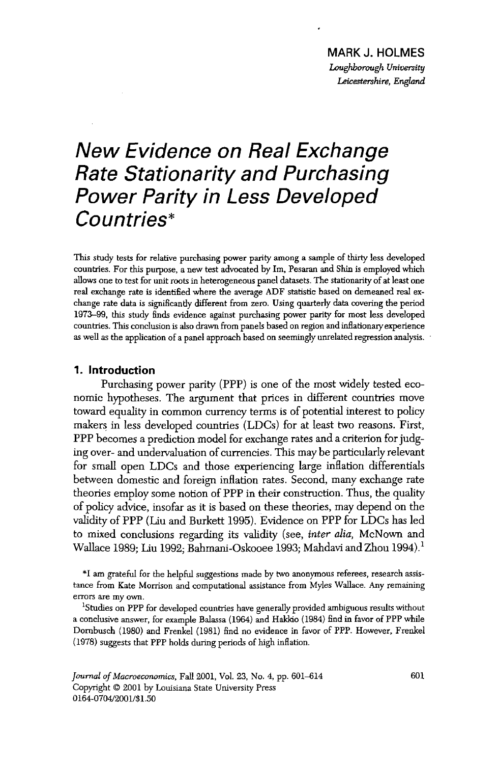MARK J. HOLMES

*Loughborough University*
*Leicestershire, England*

# New Evidence on Real Exchange Rate Stationarity and Purchasing Power Parity in Less Developed Countries*

This study tests for relative purchasing power parity among a sample of thirty less developed countries. For this purpose, a new test advocated by Im, Pesaran and Shin is employed which allows one to test for unit roots in heterogeneous panel datasets. The stationarity of at least one real exchange rate is identified where the average ADF statistic based on demeaned real exchange rate data is significantly different from zero. Using quarterly data covering the period 1973–99, this study finds evidence against purchasing power parity for most less developed countries. This conclusion is also drawn from panels based on region and inflationary experience as well as the application of a panel approach based on seemingly unrelated regression analysis.

## 1. Introduction

Purchasing power parity (PPP) is one of the most widely tested economic hypotheses. The argument that prices in different countries move toward equality in common currency terms is of potential interest to policy makers in less developed countries (LDCs) for at least two reasons. First, PPP becomes a prediction model for exchange rates and a criterion for judging over- and undervaluation of currencies. This may be particularly relevant for small open LDCs and those experiencing large inflation differentials between domestic and foreign inflation rates. Second, many exchange rate theories employ some notion of PPP in their construction. Thus, the quality of policy advice, insofar as it is based on these theories, may depend on the validity of PPP (Liu and Burkett 1995). Evidence on PPP for LDCs has led to mixed conclusions regarding its validity (see, *inter alia*, McNown and Wallace 1989; Liu 1992; Bahmani-Oskooee 1993; Mahdavi and Zhou 1994).[1]

*I am grateful for the helpful suggestions made by two anonymous referees, research assistance from Kate Morrison and computational assistance from Myles Wallace. Any remaining errors are my own.

[1]Studies on PPP for developed countries have generally provided ambiguous results without a conclusive answer, for example Balassa (1964) and Hakkio (1984) find in favor of PPP while Dornbusch (1980) and Frenkel (1981) find no evidence in favor of PPP. However, Frenkel (1978) suggests that PPP holds during periods of high inflation.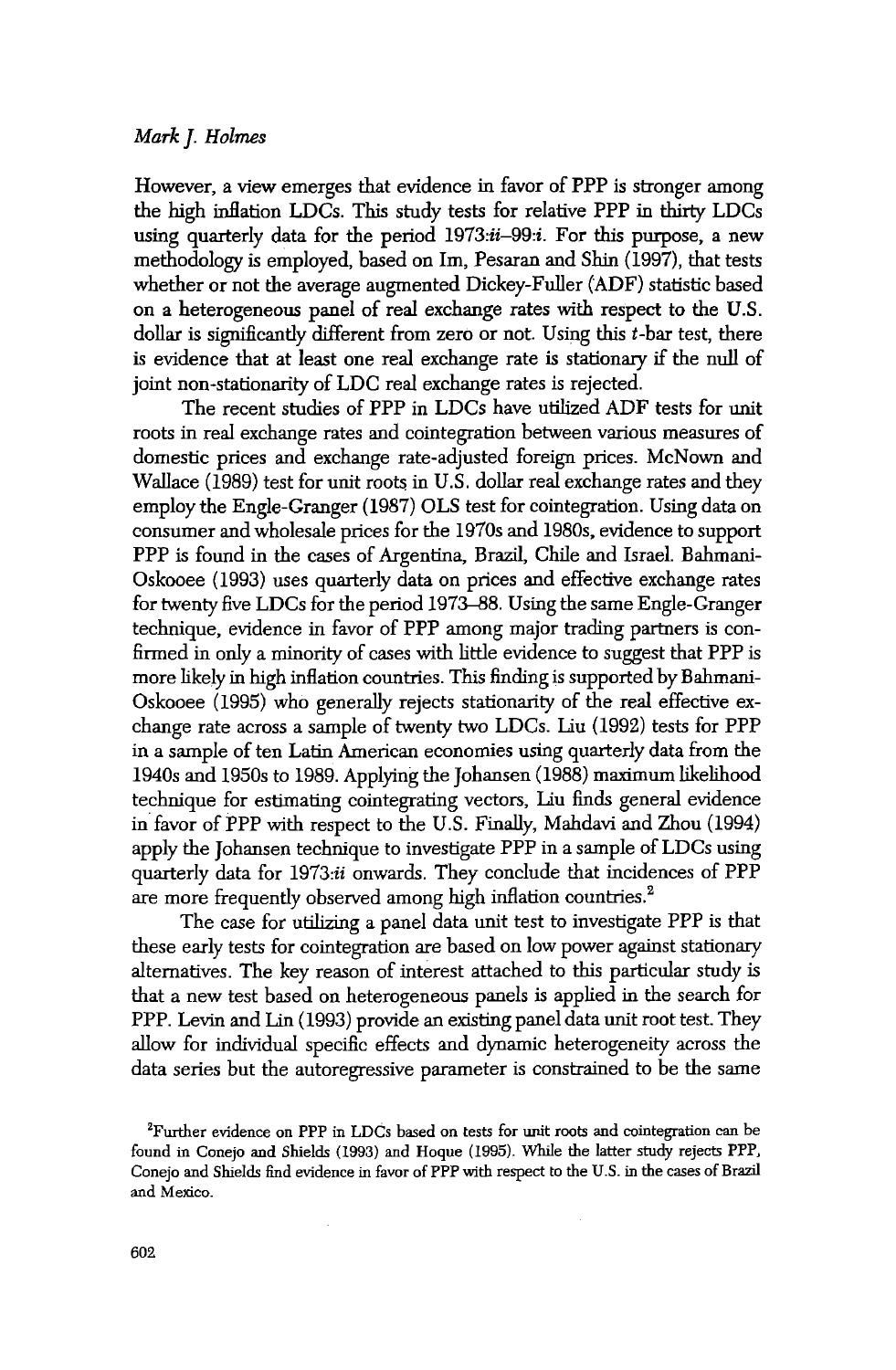However, a view emerges that evidence in favor of PPP is stronger among the high inflation LDCs. This study tests for relative PPP in thirty LDCs using quarterly data for the period 1973:*ii*–99:*i*. For this purpose, a new methodology is employed, based on Im, Pesaran and Shin (1997), that tests whether or not the average augmented Dickey-Fuller (ADF) statistic based on a heterogeneous panel of real exchange rates with respect to the U.S. dollar is significantly different from zero or not. Using this $t$-bar test, there is evidence that at least one real exchange rate is stationary if the null of joint non-stationarity of LDC real exchange rates is rejected.

The recent studies of PPP in LDCs have utilized ADF tests for unit roots in real exchange rates and cointegration between various measures of domestic prices and exchange rate-adjusted foreign prices. McNown and Wallace (1989) test for unit roots in U.S. dollar real exchange rates and they employ the Engle-Granger (1987) OLS test for cointegration. Using data on consumer and wholesale prices for the 1970s and 1980s, evidence to support PPP is found in the cases of Argentina, Brazil, Chile and Israel. Bahmani-Oskooee (1993) uses quarterly data on prices and effective exchange rates for twenty five LDCs for the period 1973–88. Using the same Engle-Granger technique, evidence in favor of PPP among major trading partners is confirmed in only a minority of cases with little evidence to suggest that PPP is more likely in high inflation countries. This finding is supported by Bahmani-Oskooee (1995) who generally rejects stationarity of the real effective exchange rate across a sample of twenty two LDCs. Liu (1992) tests for PPP in a sample of ten Latin American economies using quarterly data from the 1940s and 1950s to 1989. Applying the Johansen (1988) maximum likelihood technique for estimating cointegrating vectors, Liu finds general evidence in favor of PPP with respect to the U.S. Finally, Mahdavi and Zhou (1994) apply the Johansen technique to investigate PPP in a sample of LDCs using quarterly data for 1973:*ii* onwards. They conclude that incidences of PPP are more frequently observed among high inflation countries.[2]

The case for utilizing a panel data unit test to investigate PPP is that these early tests for cointegration are based on low power against stationary alternatives. The key reason of interest attached to this particular study is that a new test based on heterogeneous panels is applied in the search for PPP. Levin and Lin (1993) provide an existing panel data unit root test. They allow for individual specific effects and dynamic heterogeneity across the data series but the autoregressive parameter is constrained to be the same

[2]Further evidence on PPP in LDCs based on tests for unit roots and cointegration can be found in Conejo and Shields (1993) and Hoque (1995). While the latter study rejects PPP, Conejo and Shields find evidence in favor of PPP with respect to the U.S. in the cases of Brazil and Mexico.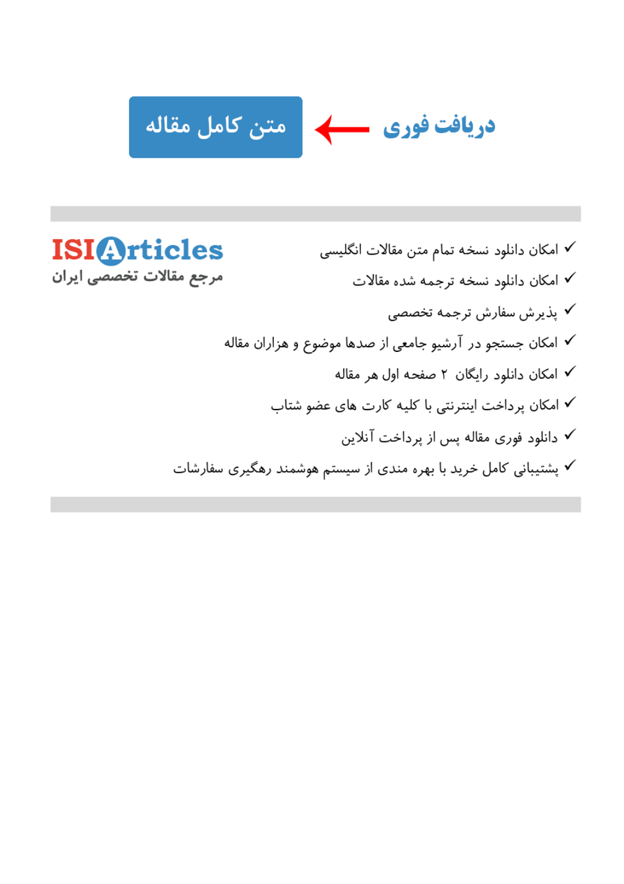دریافت فوری ← **متن کامل مقاله**

**ISIArticles**
مرجع مقالات تخصصی ایران

- ✓ امکان دانلود نسخه تمام متن مقالات انگلیسی
- ✓ امکان دانلود نسخه ترجمه شده مقالات
- ✓ پذیرش سفارش ترجمه تخصصی
- ✓ امکان جستجو در آرشیو جامعی از صدها موضوع و هزاران مقاله
- ✓ امکان دانلود رایگان ۲ صفحه اول هر مقاله
- ✓ امکان پرداخت اینترنتی با کلیه کارت های عضو شتاب
- ✓ دانلود فوری مقاله پس از پرداخت آنلاین
- ✓ پشتیبانی کامل خرید با بهره مندی از سیستم هوشمند رهگیری سفارشات